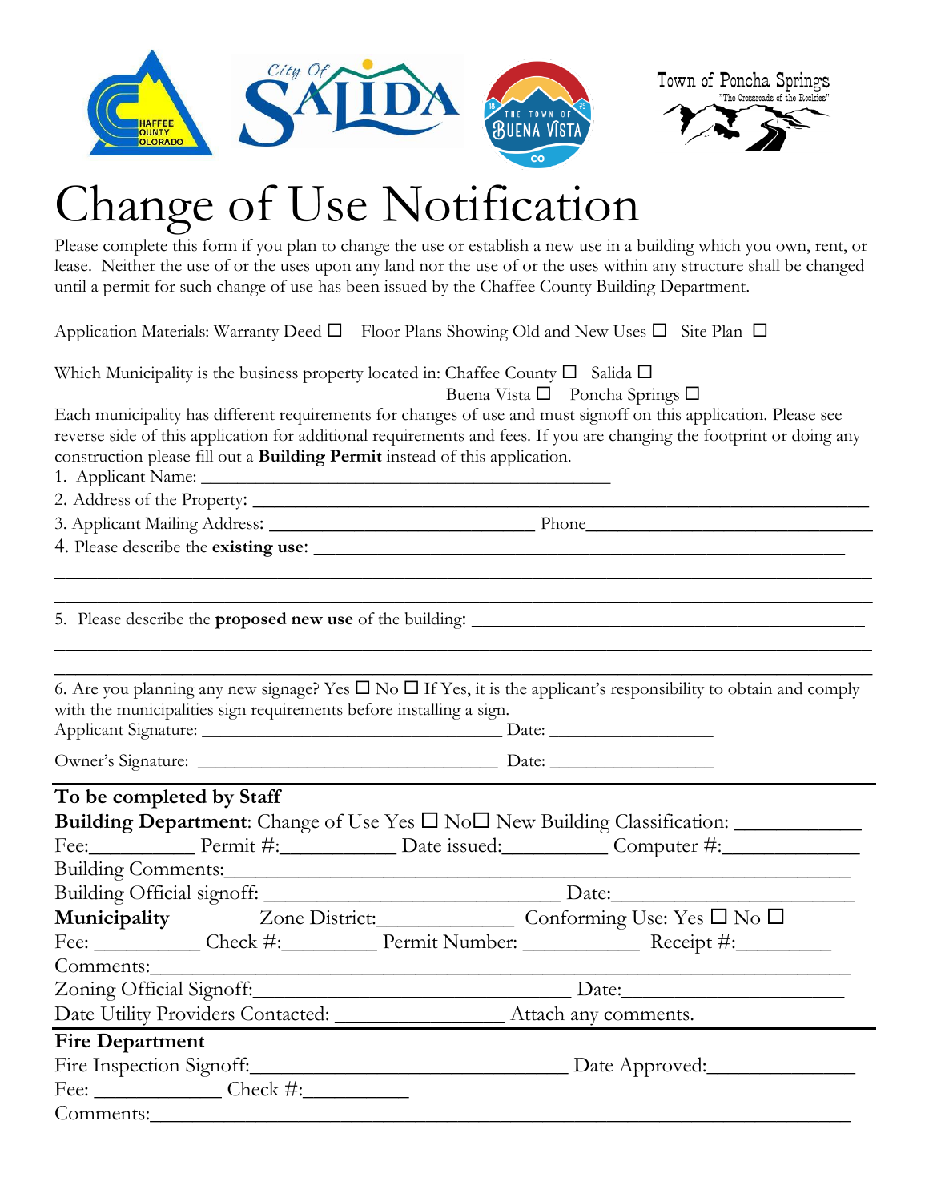# Change of Use Notification

Please complete this form if you plan to change the use or establish a new use in a building which you own, rent, or lease. Neither the use of or the uses upon any land nor the use of or the uses within any structure shall be changed until a permit for such change of use has been issued by the Chaffee County Building Department.

Application Materials: Warranty Deed ☐ Floor Plans Showing Old and New Uses ☐ Site Plan ☐

Which Municipality is the business property located in: Chaffee County ☐ Salida ☐ Buena Vista ☐ Poncha Springs ☐

Each municipality has different requirements for changes of use and must signoff on this application. Please see reverse side of this application for additional requirements and fees. If you are changing the footprint or doing any construction please fill out a **Building Permit** instead of this application.

1. Applicant Name: ____________________________________________
2. Address of the Property: ____________________________________________
3. Applicant Mailing Address: ____________________________ Phone______________________________
4. Please describe the **existing use**: ____________________________________________

____________________________________________________________________________

____________________________________________________________________________

5. Please describe the **proposed new use** of the building: ____________________________________________

____________________________________________________________________________

____________________________________________________________________________

6. Are you planning any new signage? Yes ☐ No ☐ If Yes, it is the applicant's responsibility to obtain and comply with the municipalities sign requirements before installing a sign.

Applicant Signature: ________________________________ Date: __________________

Owner's Signature: ________________________________ Date: __________________

## To be completed by Staff

**Building Department**: Change of Use Yes ☐ No☐ New Building Classification: ____________

Fee:__________ Permit #:___________ Date issued:__________ Computer #:_____________

Building Comments:____________________________________________________________

Building Official signoff: ____________________________ Date:_______________________

**Municipality** Zone District:_____________ Conforming Use: Yes ☐ No ☐

Fee: __________ Check #:_________ Permit Number: ___________ Receipt #:_________

Comments:____________________________________________________________________

Zoning Official Signoff:______________________________ Date:_____________________

Date Utility Providers Contacted: ________________ Attach any comments.

## Fire Department

Fire Inspection Signoff:______________________________ Date Approved:______________

Fee: ____________ Check #:__________

Comments:____________________________________________________________________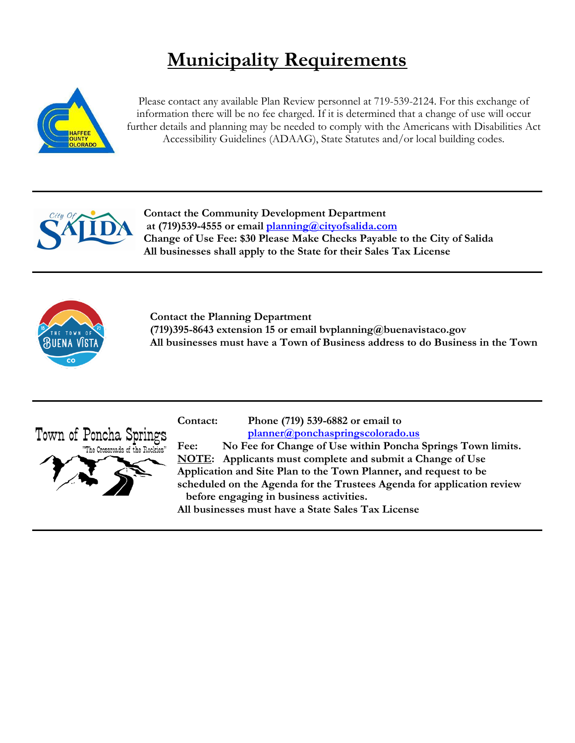# Municipality Requirements

Please contact any available Plan Review personnel at 719-539-2124. For this exchange of information there will be no fee charged. If it is determined that a change of use will occur further details and planning may be needed to comply with the Americans with Disabilities Act Accessibility Guidelines (ADAAG), State Statutes and/or local building codes.

---

**Contact the Community Development Department**
**at (719)539-4555 or email planning@cityofsalida.com**
**Change of Use Fee: $30 Please Make Checks Payable to the City of Salida**
**All businesses shall apply to the State for their Sales Tax License**

---

**Contact the Planning Department**
**(719)395-8643 extension 15 or email bvplanning@buenavistaco.gov**
**All businesses must have a Town of Business address to do Business in the Town**

---

**Contact:** **Phone (719) 539-6882 or email to planner@ponchaspringscolorado.us**

**Fee:** **No Fee for Change of Use within Poncha Springs Town limits.**

**NOTE: Applicants must complete and submit a Change of Use Application and Site Plan to the Town Planner, and request to be scheduled on the Agenda for the Trustees Agenda for application review before engaging in business activities.**

**All businesses must have a State Sales Tax License**

---